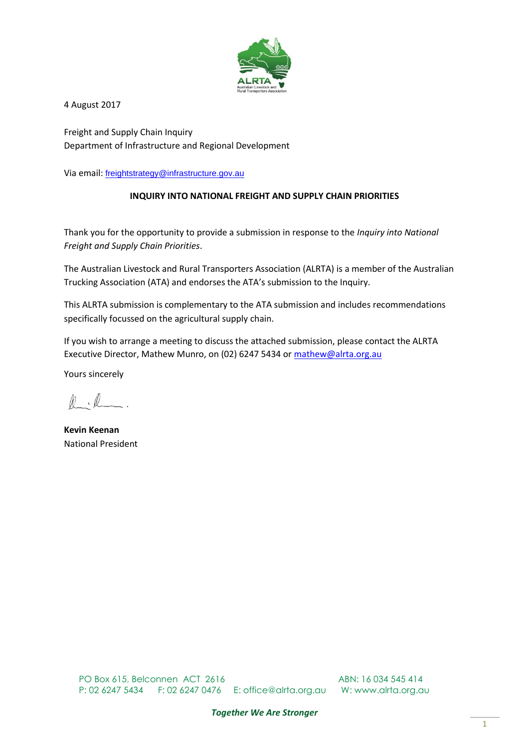4 August 2017

Freight and Supply Chain Inquiry
Department of Infrastructure and Regional Development

Via email: freightstrategy@infrastructure.gov.au

**INQUIRY INTO NATIONAL FREIGHT AND SUPPLY CHAIN PRIORITIES**

Thank you for the opportunity to provide a submission in response to the *Inquiry into National Freight and Supply Chain Priorities*.

The Australian Livestock and Rural Transporters Association (ALRTA) is a member of the Australian Trucking Association (ATA) and endorses the ATA's submission to the Inquiry.

This ALRTA submission is complementary to the ATA submission and includes recommendations specifically focussed on the agricultural supply chain.

If you wish to arrange a meeting to discuss the attached submission, please contact the ALRTA Executive Director, Mathew Munro, on (02) 6247 5434 or mathew@alrta.org.au

Yours sincerely

**Kevin Keenan**
National President

PO Box 615, Belconnen ACT 2616 ABN: 16 034 545 414
P: 02 6247 5434 F: 02 6247 0476 E: office@alrta.org.au W: www.alrta.org.au

***Together We Are Stronger***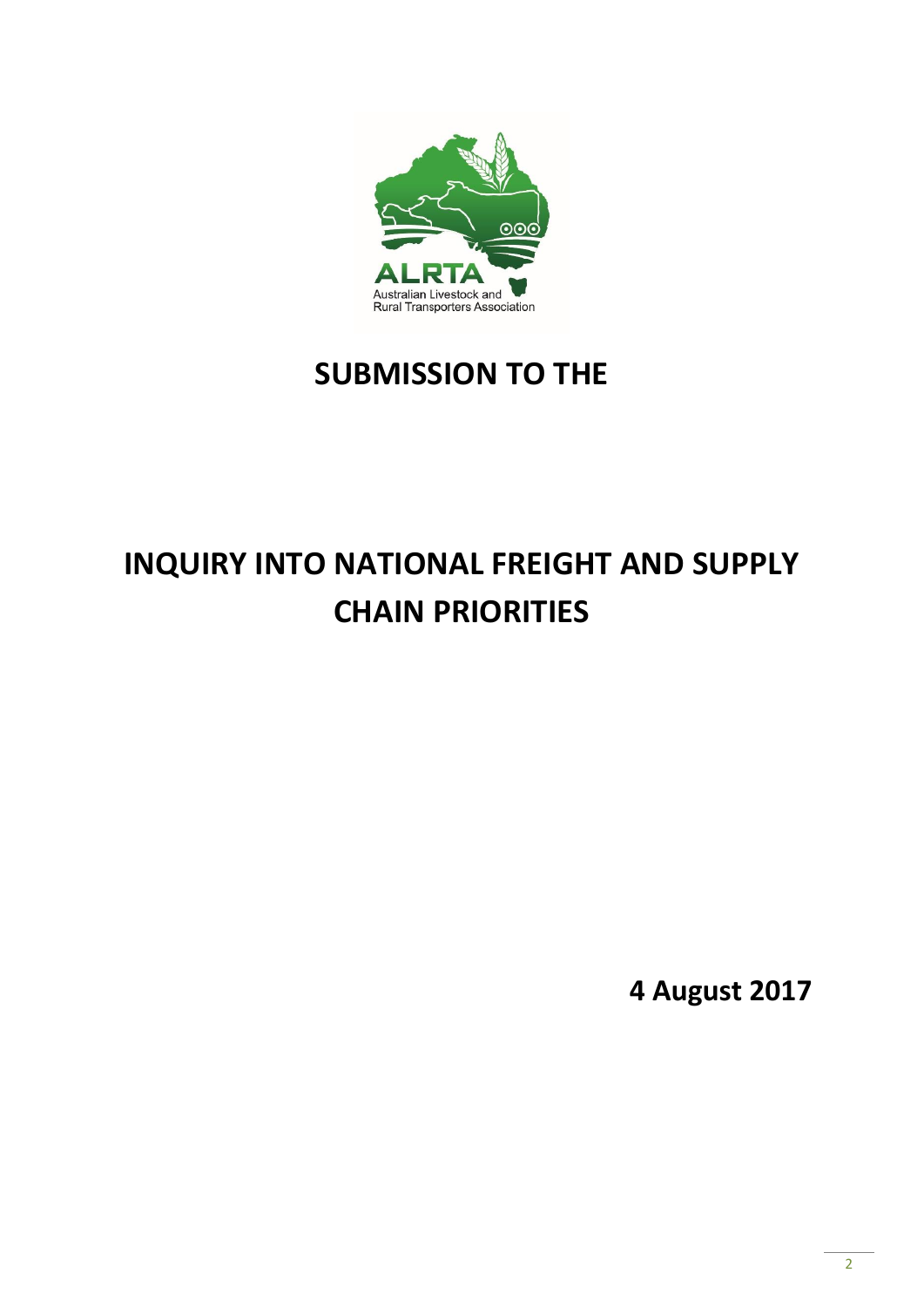# SUBMISSION TO THE

# INQUIRY INTO NATIONAL FREIGHT AND SUPPLY CHAIN PRIORITIES

**4 August 2017**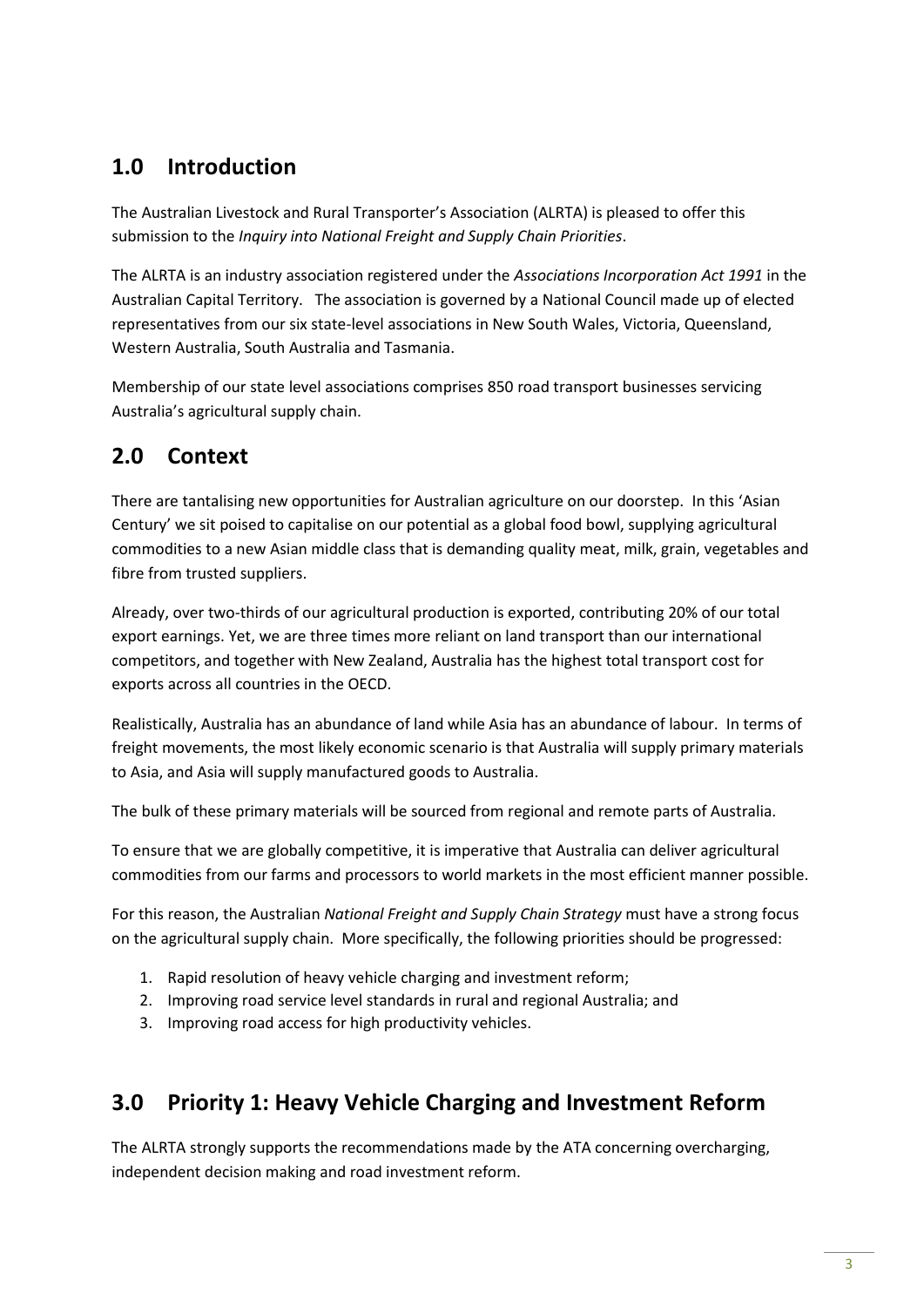## 1.0 Introduction

The Australian Livestock and Rural Transporter's Association (ALRTA) is pleased to offer this submission to the *Inquiry into National Freight and Supply Chain Priorities*.

The ALRTA is an industry association registered under the *Associations Incorporation Act 1991* in the Australian Capital Territory. The association is governed by a National Council made up of elected representatives from our six state-level associations in New South Wales, Victoria, Queensland, Western Australia, South Australia and Tasmania.

Membership of our state level associations comprises 850 road transport businesses servicing Australia's agricultural supply chain.

## 2.0 Context

There are tantalising new opportunities for Australian agriculture on our doorstep. In this 'Asian Century' we sit poised to capitalise on our potential as a global food bowl, supplying agricultural commodities to a new Asian middle class that is demanding quality meat, milk, grain, vegetables and fibre from trusted suppliers.

Already, over two-thirds of our agricultural production is exported, contributing 20% of our total export earnings. Yet, we are three times more reliant on land transport than our international competitors, and together with New Zealand, Australia has the highest total transport cost for exports across all countries in the OECD.

Realistically, Australia has an abundance of land while Asia has an abundance of labour. In terms of freight movements, the most likely economic scenario is that Australia will supply primary materials to Asia, and Asia will supply manufactured goods to Australia.

The bulk of these primary materials will be sourced from regional and remote parts of Australia.

To ensure that we are globally competitive, it is imperative that Australia can deliver agricultural commodities from our farms and processors to world markets in the most efficient manner possible.

For this reason, the Australian *National Freight and Supply Chain Strategy* must have a strong focus on the agricultural supply chain. More specifically, the following priorities should be progressed:

1. Rapid resolution of heavy vehicle charging and investment reform;
2. Improving road service level standards in rural and regional Australia; and
3. Improving road access for high productivity vehicles.

## 3.0 Priority 1: Heavy Vehicle Charging and Investment Reform

The ALRTA strongly supports the recommendations made by the ATA concerning overcharging, independent decision making and road investment reform.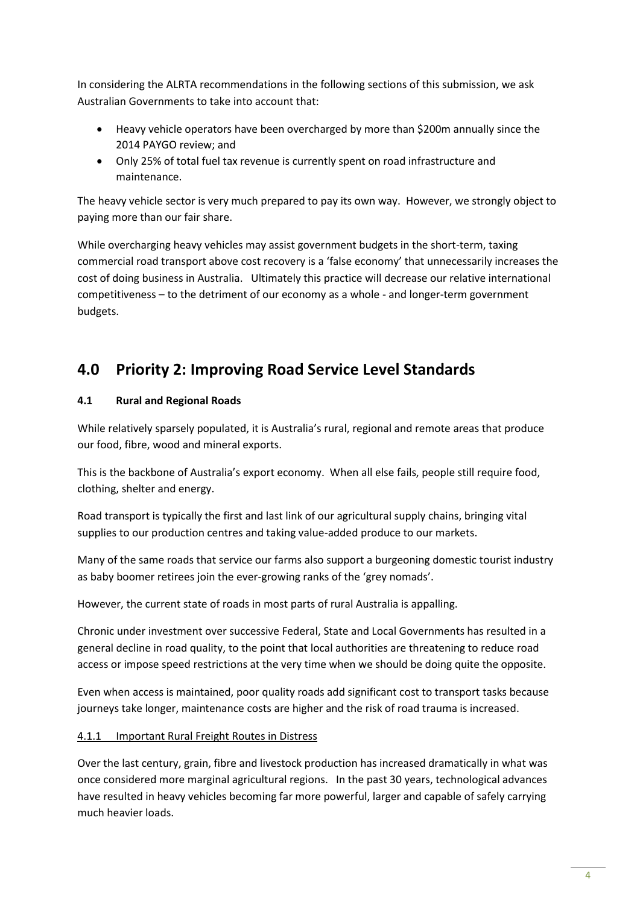In considering the ALRTA recommendations in the following sections of this submission, we ask Australian Governments to take into account that:

- Heavy vehicle operators have been overcharged by more than $200m annually since the 2014 PAYGO review; and
- Only 25% of total fuel tax revenue is currently spent on road infrastructure and maintenance.

The heavy vehicle sector is very much prepared to pay its own way. However, we strongly object to paying more than our fair share.

While overcharging heavy vehicles may assist government budgets in the short-term, taxing commercial road transport above cost recovery is a 'false economy' that unnecessarily increases the cost of doing business in Australia. Ultimately this practice will decrease our relative international competitiveness – to the detriment of our economy as a whole - and longer-term government budgets.

# 4.0 Priority 2: Improving Road Service Level Standards

## 4.1 Rural and Regional Roads

While relatively sparsely populated, it is Australia's rural, regional and remote areas that produce our food, fibre, wood and mineral exports.

This is the backbone of Australia's export economy. When all else fails, people still require food, clothing, shelter and energy.

Road transport is typically the first and last link of our agricultural supply chains, bringing vital supplies to our production centres and taking value-added produce to our markets.

Many of the same roads that service our farms also support a burgeoning domestic tourist industry as baby boomer retirees join the ever-growing ranks of the 'grey nomads'.

However, the current state of roads in most parts of rural Australia is appalling.

Chronic under investment over successive Federal, State and Local Governments has resulted in a general decline in road quality, to the point that local authorities are threatening to reduce road access or impose speed restrictions at the very time when we should be doing quite the opposite.

Even when access is maintained, poor quality roads add significant cost to transport tasks because journeys take longer, maintenance costs are higher and the risk of road trauma is increased.

### 4.1.1 Important Rural Freight Routes in Distress

Over the last century, grain, fibre and livestock production has increased dramatically in what was once considered more marginal agricultural regions. In the past 30 years, technological advances have resulted in heavy vehicles becoming far more powerful, larger and capable of safely carrying much heavier loads.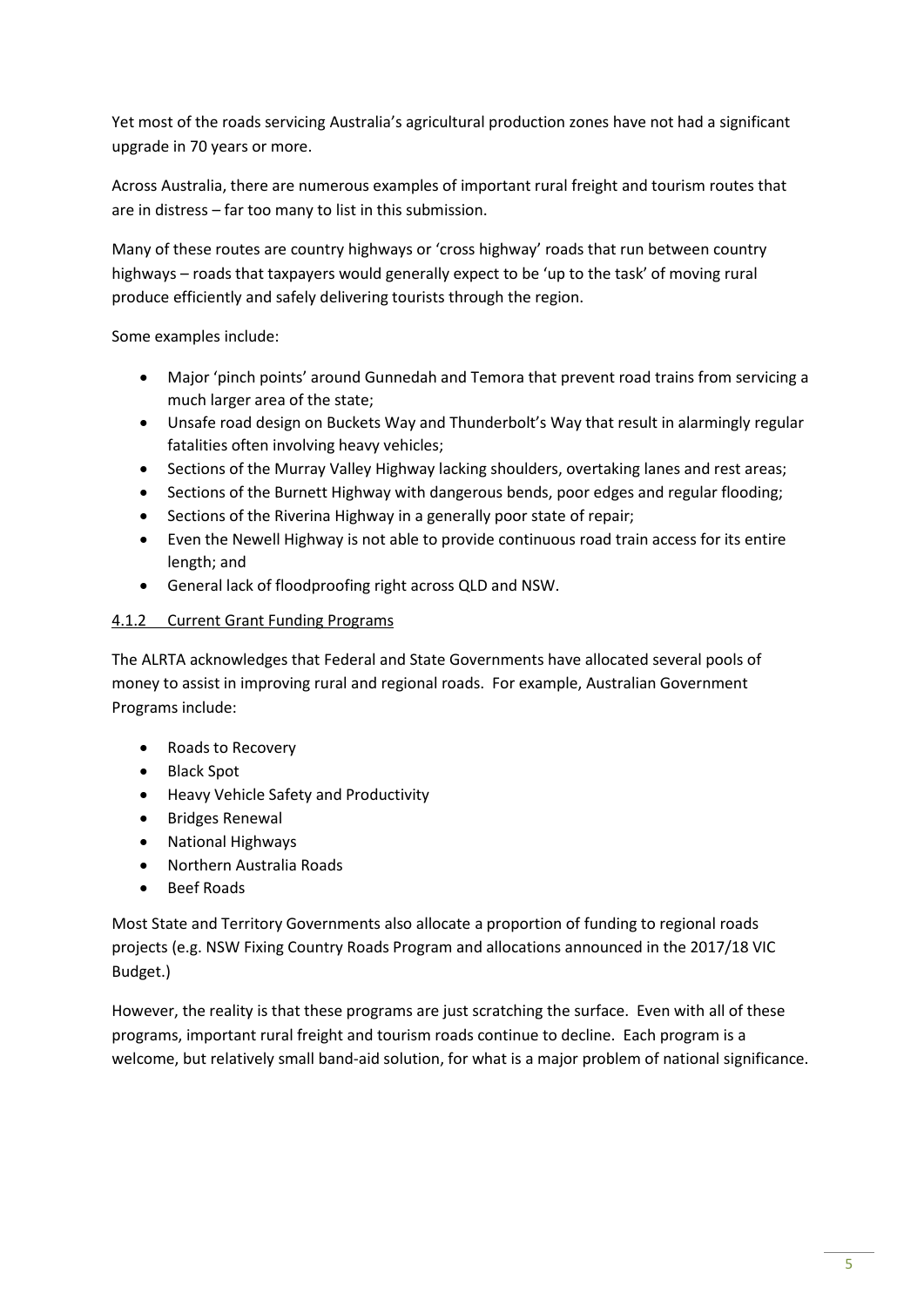Yet most of the roads servicing Australia's agricultural production zones have not had a significant upgrade in 70 years or more.

Across Australia, there are numerous examples of important rural freight and tourism routes that are in distress – far too many to list in this submission.

Many of these routes are country highways or 'cross highway' roads that run between country highways – roads that taxpayers would generally expect to be 'up to the task' of moving rural produce efficiently and safely delivering tourists through the region.

Some examples include:

- Major 'pinch points' around Gunnedah and Temora that prevent road trains from servicing a much larger area of the state;
- Unsafe road design on Buckets Way and Thunderbolt's Way that result in alarmingly regular fatalities often involving heavy vehicles;
- Sections of the Murray Valley Highway lacking shoulders, overtaking lanes and rest areas;
- Sections of the Burnett Highway with dangerous bends, poor edges and regular flooding;
- Sections of the Riverina Highway in a generally poor state of repair;
- Even the Newell Highway is not able to provide continuous road train access for its entire length; and
- General lack of floodproofing right across QLD and NSW.

#### 4.1.2 Current Grant Funding Programs

The ALRTA acknowledges that Federal and State Governments have allocated several pools of money to assist in improving rural and regional roads. For example, Australian Government Programs include:

- Roads to Recovery
- Black Spot
- Heavy Vehicle Safety and Productivity
- Bridges Renewal
- National Highways
- Northern Australia Roads
- Beef Roads

Most State and Territory Governments also allocate a proportion of funding to regional roads projects (e.g. NSW Fixing Country Roads Program and allocations announced in the 2017/18 VIC Budget.)

However, the reality is that these programs are just scratching the surface. Even with all of these programs, important rural freight and tourism roads continue to decline. Each program is a welcome, but relatively small band-aid solution, for what is a major problem of national significance.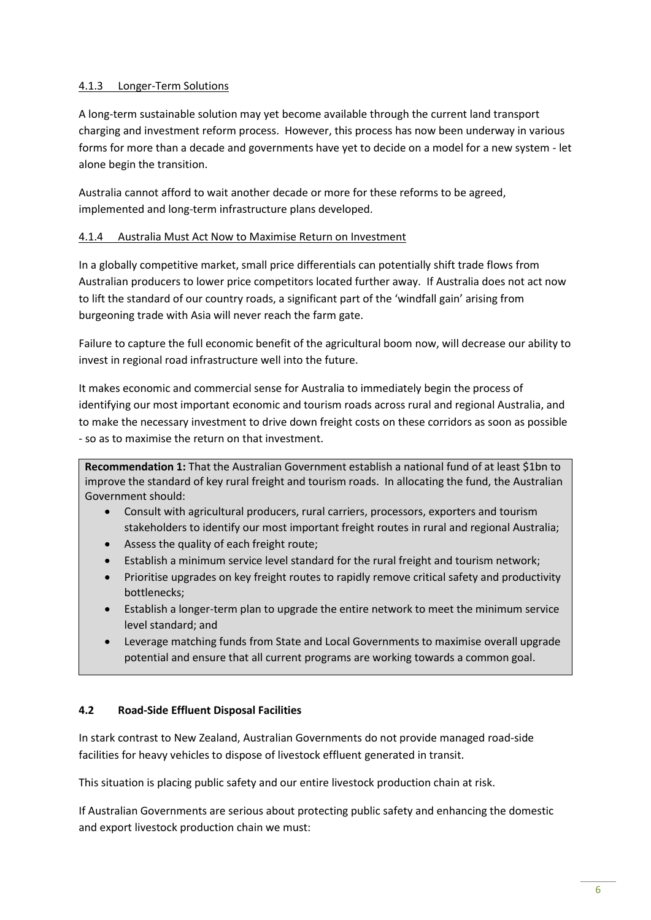#### 4.1.3 Longer-Term Solutions

A long-term sustainable solution may yet become available through the current land transport charging and investment reform process. However, this process has now been underway in various forms for more than a decade and governments have yet to decide on a model for a new system - let alone begin the transition.

Australia cannot afford to wait another decade or more for these reforms to be agreed, implemented and long-term infrastructure plans developed.

#### 4.1.4 Australia Must Act Now to Maximise Return on Investment

In a globally competitive market, small price differentials can potentially shift trade flows from Australian producers to lower price competitors located further away. If Australia does not act now to lift the standard of our country roads, a significant part of the 'windfall gain' arising from burgeoning trade with Asia will never reach the farm gate.

Failure to capture the full economic benefit of the agricultural boom now, will decrease our ability to invest in regional road infrastructure well into the future.

It makes economic and commercial sense for Australia to immediately begin the process of identifying our most important economic and tourism roads across rural and regional Australia, and to make the necessary investment to drive down freight costs on these corridors as soon as possible - so as to maximise the return on that investment.

**Recommendation 1:** That the Australian Government establish a national fund of at least $1bn to improve the standard of key rural freight and tourism roads. In allocating the fund, the Australian Government should:

- Consult with agricultural producers, rural carriers, processors, exporters and tourism stakeholders to identify our most important freight routes in rural and regional Australia;
- Assess the quality of each freight route;
- Establish a minimum service level standard for the rural freight and tourism network;
- Prioritise upgrades on key freight routes to rapidly remove critical safety and productivity bottlenecks;
- Establish a longer-term plan to upgrade the entire network to meet the minimum service level standard; and
- Leverage matching funds from State and Local Governments to maximise overall upgrade potential and ensure that all current programs are working towards a common goal.

### 4.2 Road-Side Effluent Disposal Facilities

In stark contrast to New Zealand, Australian Governments do not provide managed road-side facilities for heavy vehicles to dispose of livestock effluent generated in transit.

This situation is placing public safety and our entire livestock production chain at risk.

If Australian Governments are serious about protecting public safety and enhancing the domestic and export livestock production chain we must: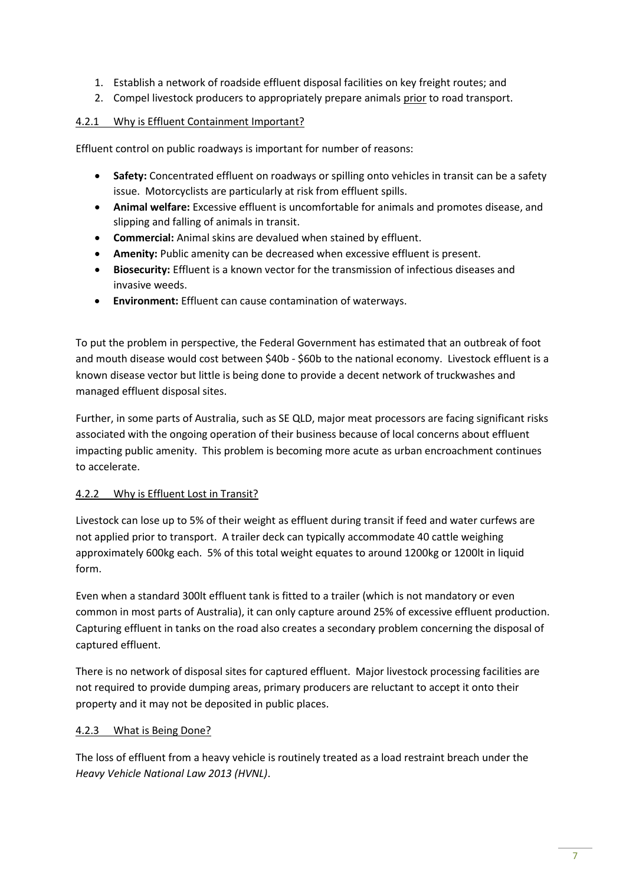1. Establish a network of roadside effluent disposal facilities on key freight routes; and
2. Compel livestock producers to appropriately prepare animals <u>prior</u> to road transport.

### <u>4.2.1 Why is Effluent Containment Important?</u>

Effluent control on public roadways is important for number of reasons:

- **Safety:** Concentrated effluent on roadways or spilling onto vehicles in transit can be a safety issue. Motorcyclists are particularly at risk from effluent spills.
- **Animal welfare:** Excessive effluent is uncomfortable for animals and promotes disease, and slipping and falling of animals in transit.
- **Commercial:** Animal skins are devalued when stained by effluent.
- **Amenity:** Public amenity can be decreased when excessive effluent is present.
- **Biosecurity:** Effluent is a known vector for the transmission of infectious diseases and invasive weeds.
- **Environment:** Effluent can cause contamination of waterways.

To put the problem in perspective, the Federal Government has estimated that an outbreak of foot and mouth disease would cost between $40b - $60b to the national economy. Livestock effluent is a known disease vector but little is being done to provide a decent network of truckwashes and managed effluent disposal sites.

Further, in some parts of Australia, such as SE QLD, major meat processors are facing significant risks associated with the ongoing operation of their business because of local concerns about effluent impacting public amenity. This problem is becoming more acute as urban encroachment continues to accelerate.

### <u>4.2.2 Why is Effluent Lost in Transit?</u>

Livestock can lose up to 5% of their weight as effluent during transit if feed and water curfews are not applied prior to transport. A trailer deck can typically accommodate 40 cattle weighing approximately 600kg each. 5% of this total weight equates to around 1200kg or 1200lt in liquid form.

Even when a standard 300lt effluent tank is fitted to a trailer (which is not mandatory or even common in most parts of Australia), it can only capture around 25% of excessive effluent production. Capturing effluent in tanks on the road also creates a secondary problem concerning the disposal of captured effluent.

There is no network of disposal sites for captured effluent. Major livestock processing facilities are not required to provide dumping areas, primary producers are reluctant to accept it onto their property and it may not be deposited in public places.

### <u>4.2.3 What is Being Done?</u>

The loss of effluent from a heavy vehicle is routinely treated as a load restraint breach under the *Heavy Vehicle National Law 2013 (HVNL)*.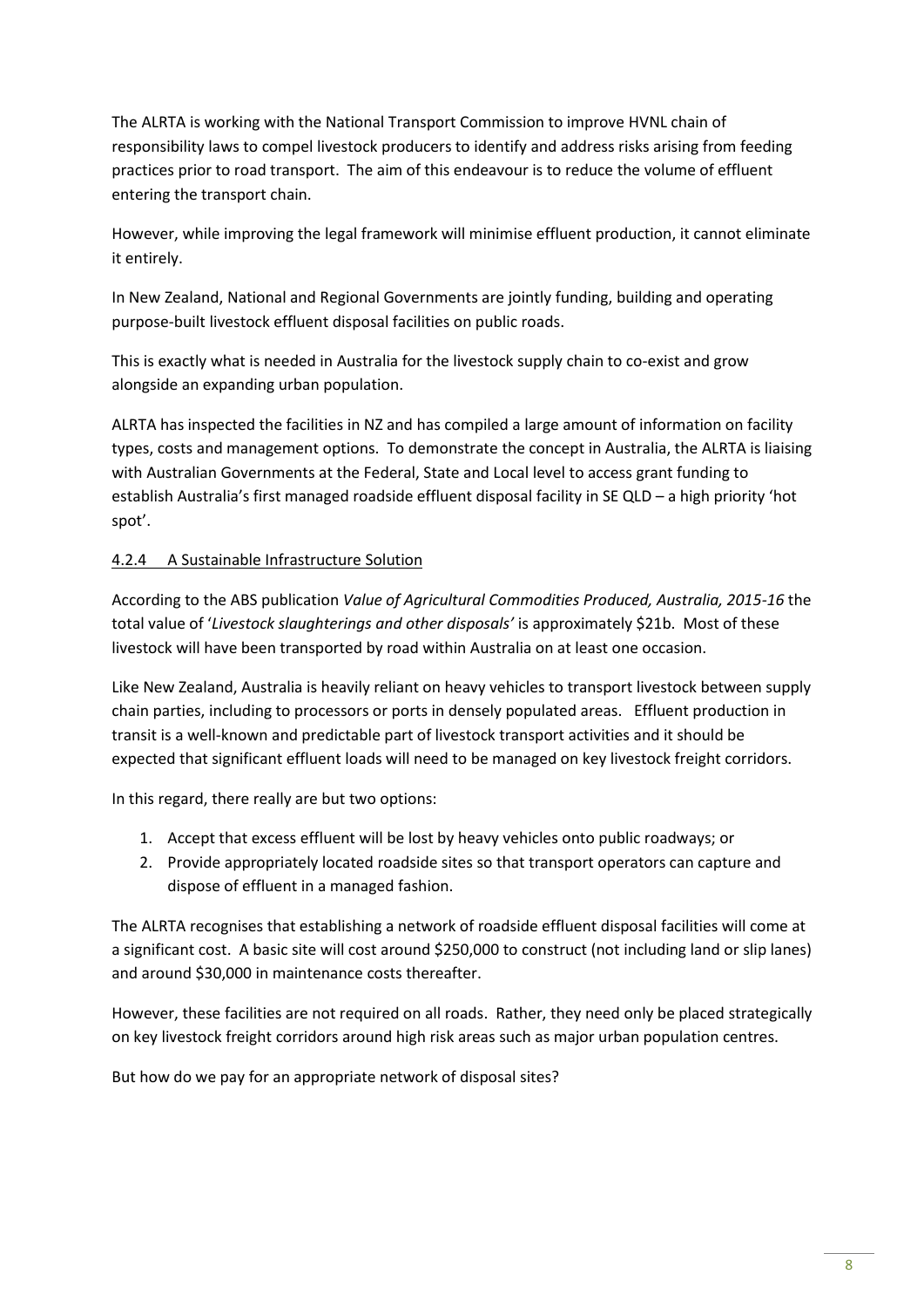The ALRTA is working with the National Transport Commission to improve HVNL chain of responsibility laws to compel livestock producers to identify and address risks arising from feeding practices prior to road transport. The aim of this endeavour is to reduce the volume of effluent entering the transport chain.

However, while improving the legal framework will minimise effluent production, it cannot eliminate it entirely.

In New Zealand, National and Regional Governments are jointly funding, building and operating purpose-built livestock effluent disposal facilities on public roads.

This is exactly what is needed in Australia for the livestock supply chain to co-exist and grow alongside an expanding urban population.

ALRTA has inspected the facilities in NZ and has compiled a large amount of information on facility types, costs and management options. To demonstrate the concept in Australia, the ALRTA is liaising with Australian Governments at the Federal, State and Local level to access grant funding to establish Australia's first managed roadside effluent disposal facility in SE QLD – a high priority 'hot spot'.

#### 4.2.4 A Sustainable Infrastructure Solution

According to the ABS publication *Value of Agricultural Commodities Produced, Australia, 2015-16* the total value of '*Livestock slaughterings and other disposals'* is approximately $21b. Most of these livestock will have been transported by road within Australia on at least one occasion.

Like New Zealand, Australia is heavily reliant on heavy vehicles to transport livestock between supply chain parties, including to processors or ports in densely populated areas. Effluent production in transit is a well-known and predictable part of livestock transport activities and it should be expected that significant effluent loads will need to be managed on key livestock freight corridors.

In this regard, there really are but two options:

1. Accept that excess effluent will be lost by heavy vehicles onto public roadways; or
2. Provide appropriately located roadside sites so that transport operators can capture and dispose of effluent in a managed fashion.

The ALRTA recognises that establishing a network of roadside effluent disposal facilities will come at a significant cost. A basic site will cost around $250,000 to construct (not including land or slip lanes) and around $30,000 in maintenance costs thereafter.

However, these facilities are not required on all roads. Rather, they need only be placed strategically on key livestock freight corridors around high risk areas such as major urban population centres.

But how do we pay for an appropriate network of disposal sites?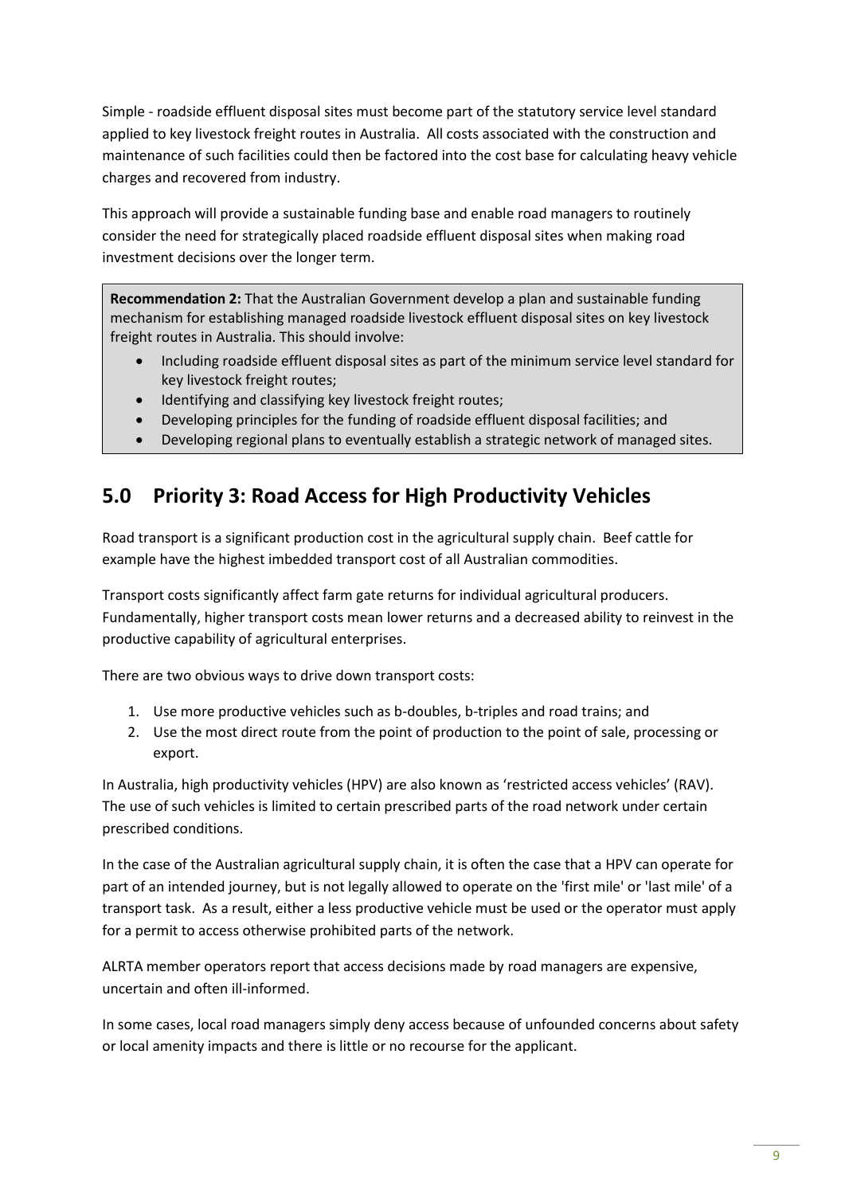Simple - roadside effluent disposal sites must become part of the statutory service level standard applied to key livestock freight routes in Australia. All costs associated with the construction and maintenance of such facilities could then be factored into the cost base for calculating heavy vehicle charges and recovered from industry.

This approach will provide a sustainable funding base and enable road managers to routinely consider the need for strategically placed roadside effluent disposal sites when making road investment decisions over the longer term.

**Recommendation 2:** That the Australian Government develop a plan and sustainable funding mechanism for establishing managed roadside livestock effluent disposal sites on key livestock freight routes in Australia. This should involve:

- Including roadside effluent disposal sites as part of the minimum service level standard for key livestock freight routes;
- Identifying and classifying key livestock freight routes;
- Developing principles for the funding of roadside effluent disposal facilities; and
- Developing regional plans to eventually establish a strategic network of managed sites.

## 5.0 Priority 3: Road Access for High Productivity Vehicles

Road transport is a significant production cost in the agricultural supply chain. Beef cattle for example have the highest imbedded transport cost of all Australian commodities.

Transport costs significantly affect farm gate returns for individual agricultural producers. Fundamentally, higher transport costs mean lower returns and a decreased ability to reinvest in the productive capability of agricultural enterprises.

There are two obvious ways to drive down transport costs:

1. Use more productive vehicles such as b-doubles, b-triples and road trains; and
2. Use the most direct route from the point of production to the point of sale, processing or export.

In Australia, high productivity vehicles (HPV) are also known as 'restricted access vehicles' (RAV). The use of such vehicles is limited to certain prescribed parts of the road network under certain prescribed conditions.

In the case of the Australian agricultural supply chain, it is often the case that a HPV can operate for part of an intended journey, but is not legally allowed to operate on the 'first mile' or 'last mile' of a transport task. As a result, either a less productive vehicle must be used or the operator must apply for a permit to access otherwise prohibited parts of the network.

ALRTA member operators report that access decisions made by road managers are expensive, uncertain and often ill-informed.

In some cases, local road managers simply deny access because of unfounded concerns about safety or local amenity impacts and there is little or no recourse for the applicant.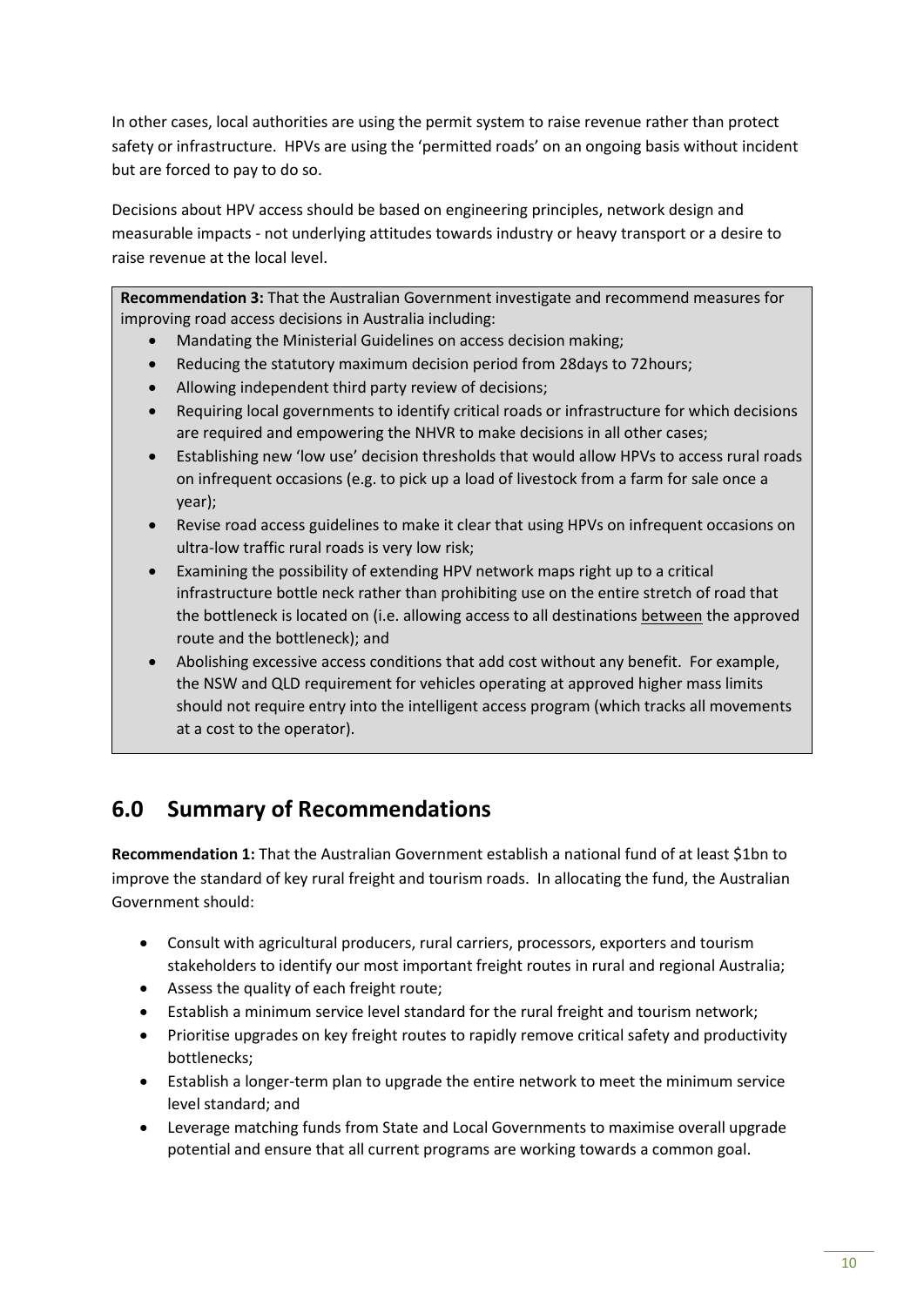In other cases, local authorities are using the permit system to raise revenue rather than protect safety or infrastructure. HPVs are using the 'permitted roads' on an ongoing basis without incident but are forced to pay to do so.

Decisions about HPV access should be based on engineering principles, network design and measurable impacts - not underlying attitudes towards industry or heavy transport or a desire to raise revenue at the local level.

**Recommendation 3:** That the Australian Government investigate and recommend measures for improving road access decisions in Australia including:

- Mandating the Ministerial Guidelines on access decision making;
- Reducing the statutory maximum decision period from 28days to 72hours;
- Allowing independent third party review of decisions;
- Requiring local governments to identify critical roads or infrastructure for which decisions are required and empowering the NHVR to make decisions in all other cases;
- Establishing new 'low use' decision thresholds that would allow HPVs to access rural roads on infrequent occasions (e.g. to pick up a load of livestock from a farm for sale once a year);
- Revise road access guidelines to make it clear that using HPVs on infrequent occasions on ultra-low traffic rural roads is very low risk;
- Examining the possibility of extending HPV network maps right up to a critical infrastructure bottle neck rather than prohibiting use on the entire stretch of road that the bottleneck is located on (i.e. allowing access to all destinations <u>between</u> the approved route and the bottleneck); and
- Abolishing excessive access conditions that add cost without any benefit. For example, the NSW and QLD requirement for vehicles operating at approved higher mass limits should not require entry into the intelligent access program (which tracks all movements at a cost to the operator).

## 6.0 Summary of Recommendations

**Recommendation 1:** That the Australian Government establish a national fund of at least $1bn to improve the standard of key rural freight and tourism roads. In allocating the fund, the Australian Government should:

- Consult with agricultural producers, rural carriers, processors, exporters and tourism stakeholders to identify our most important freight routes in rural and regional Australia;
- Assess the quality of each freight route;
- Establish a minimum service level standard for the rural freight and tourism network;
- Prioritise upgrades on key freight routes to rapidly remove critical safety and productivity bottlenecks;
- Establish a longer-term plan to upgrade the entire network to meet the minimum service level standard; and
- Leverage matching funds from State and Local Governments to maximise overall upgrade potential and ensure that all current programs are working towards a common goal.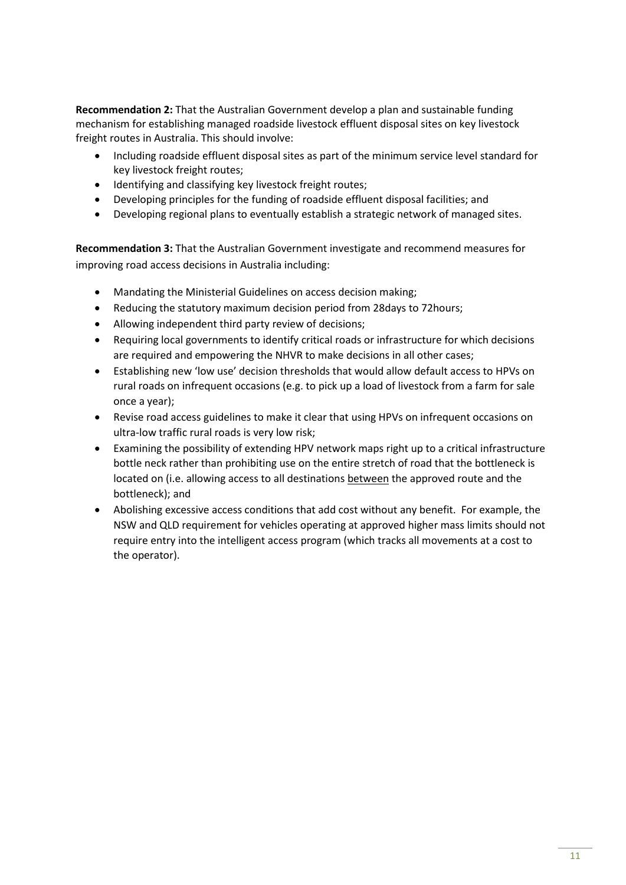**Recommendation 2:** That the Australian Government develop a plan and sustainable funding mechanism for establishing managed roadside livestock effluent disposal sites on key livestock freight routes in Australia. This should involve:

- Including roadside effluent disposal sites as part of the minimum service level standard for key livestock freight routes;
- Identifying and classifying key livestock freight routes;
- Developing principles for the funding of roadside effluent disposal facilities; and
- Developing regional plans to eventually establish a strategic network of managed sites.

**Recommendation 3:** That the Australian Government investigate and recommend measures for improving road access decisions in Australia including:

- Mandating the Ministerial Guidelines on access decision making;
- Reducing the statutory maximum decision period from 28days to 72hours;
- Allowing independent third party review of decisions;
- Requiring local governments to identify critical roads or infrastructure for which decisions are required and empowering the NHVR to make decisions in all other cases;
- Establishing new 'low use' decision thresholds that would allow default access to HPVs on rural roads on infrequent occasions (e.g. to pick up a load of livestock from a farm for sale once a year);
- Revise road access guidelines to make it clear that using HPVs on infrequent occasions on ultra-low traffic rural roads is very low risk;
- Examining the possibility of extending HPV network maps right up to a critical infrastructure bottle neck rather than prohibiting use on the entire stretch of road that the bottleneck is located on (i.e. allowing access to all destinations between the approved route and the bottleneck); and
- Abolishing excessive access conditions that add cost without any benefit. For example, the NSW and QLD requirement for vehicles operating at approved higher mass limits should not require entry into the intelligent access program (which tracks all movements at a cost to the operator).